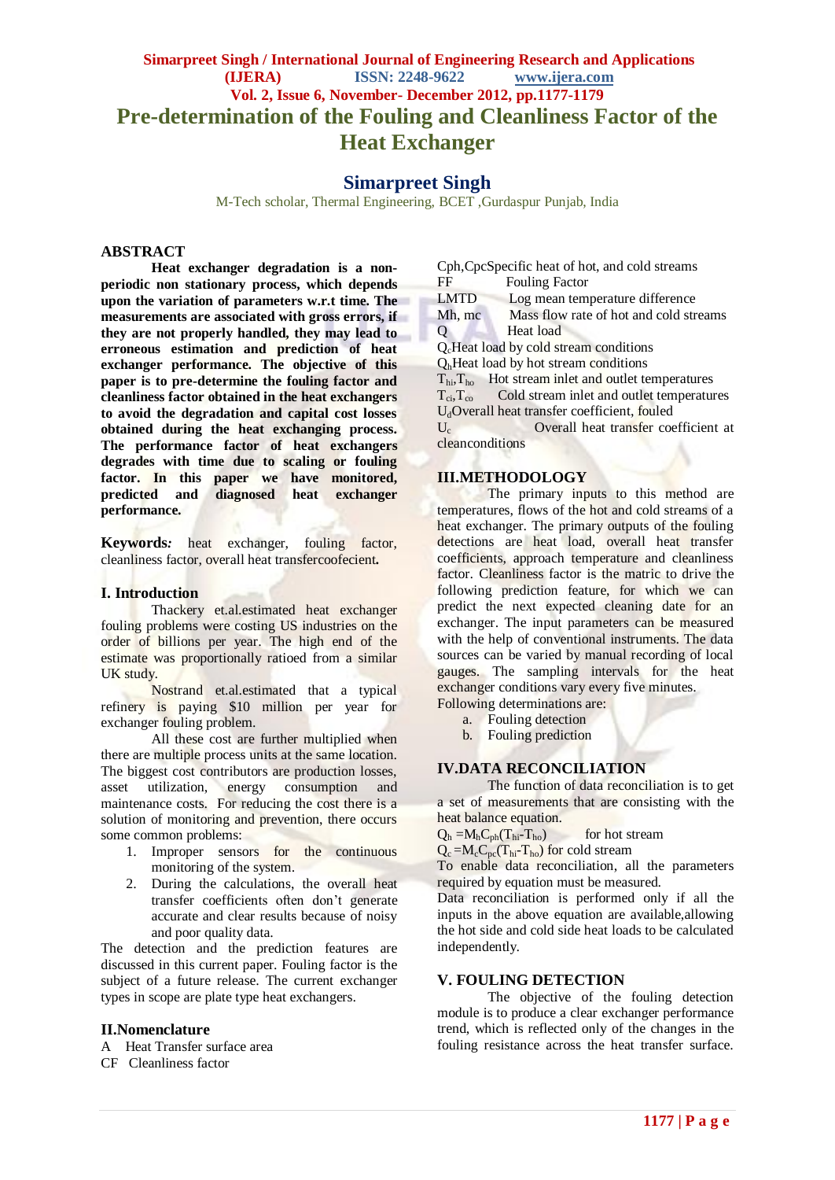# Pre-determination of the Fouling and Cleanliness Factor of the Heat Exchanger

## Simarpreet Singh

M-Tech scholar, Thermal Engineering, BCET ,Gurdaspur Punjab, India

### ABSTRACT

**Heat exchanger degradation is a non-periodic non stationary process, which depends upon the variation of parameters w.r.t time. The measurements are associated with gross errors, if they are not properly handled, they may lead to erroneous estimation and prediction of heat exchanger performance. The objective of this paper is to pre-determine the fouling factor and cleanliness factor obtained in the heat exchangers to avoid the degradation and capital cost losses obtained during the heat exchanging process. The performance factor of heat exchangers degrades with time due to scaling or fouling factor. In this paper we have monitored, predicted and diagnosed heat exchanger performance.**

**Keywords:** heat exchanger, fouling factor, cleanliness factor, overall heat transfercoofecient**.**

### I. Introduction

Thackery et.al.estimated heat exchanger fouling problems were costing US industries on the order of billions per year. The high end of the estimate was proportionally ratioed from a similar UK study.

Nostrand et.al.estimated that a typical refinery is paying $10 million per year for exchanger fouling problem.

All these cost are further multiplied when there are multiple process units at the same location. The biggest cost contributors are production losses, asset utilization, energy consumption and maintenance costs. For reducing the cost there is a solution of monitoring and prevention, there occurs some common problems:

1. Improper sensors for the continuous monitoring of the system.
2. During the calculations, the overall heat transfer coefficients often don't generate accurate and clear results because of noisy and poor quality data.

The detection and the prediction features are discussed in this current paper. Fouling factor is the subject of a future release. The current exchanger types in scope are plate type heat exchangers.

### II.Nomenclature

A Heat Transfer surface area
CF Cleanliness factor
Cph,Cpc Specific heat of hot, and cold streams
FF Fouling Factor
LMTD Log mean temperature difference
Mh, mc Mass flow rate of hot and cold streams
Q Heat load
$Q_c$ Heat load by cold stream conditions
$Q_h$ Heat load by hot stream conditions
$T_{hi}, T_{ho}$ Hot stream inlet and outlet temperatures
$T_{ci}, T_{co}$ Cold stream inlet and outlet temperatures
$U_d$ Overall heat transfer coefficient, fouled
$U_c$ Overall heat transfer coefficient at cleanconditions

### III.METHODOLOGY

The primary inputs to this method are temperatures, flows of the hot and cold streams of a heat exchanger. The primary outputs of the fouling detections are heat load, overall heat transfer coefficients, approach temperature and cleanliness factor. Cleanliness factor is the matric to drive the following prediction feature, for which we can predict the next expected cleaning date for an exchanger. The input parameters can be measured with the help of conventional instruments. The data sources can be varied by manual recording of local gauges. The sampling intervals for the heat exchanger conditions vary every five minutes.

Following determinations are:

a. Fouling detection
b. Fouling prediction

### IV.DATA RECONCILIATION

The function of data reconciliation is to get a set of measurements that are consisting with the heat balance equation.

$Q_h = M_h C_{ph}(T_{hi}-T_{ho})$ for hot stream

$Q_c = M_c C_{pc}(T_{hi}-T_{ho})$ for cold stream

To enable data reconciliation, all the parameters required by equation must be measured.

Data reconciliation is performed only if all the inputs in the above equation are available,allowing the hot side and cold side heat loads to be calculated independently.

### V. FOULING DETECTION

The objective of the fouling detection module is to produce a clear exchanger performance trend, which is reflected only of the changes in the fouling resistance across the heat transfer surface.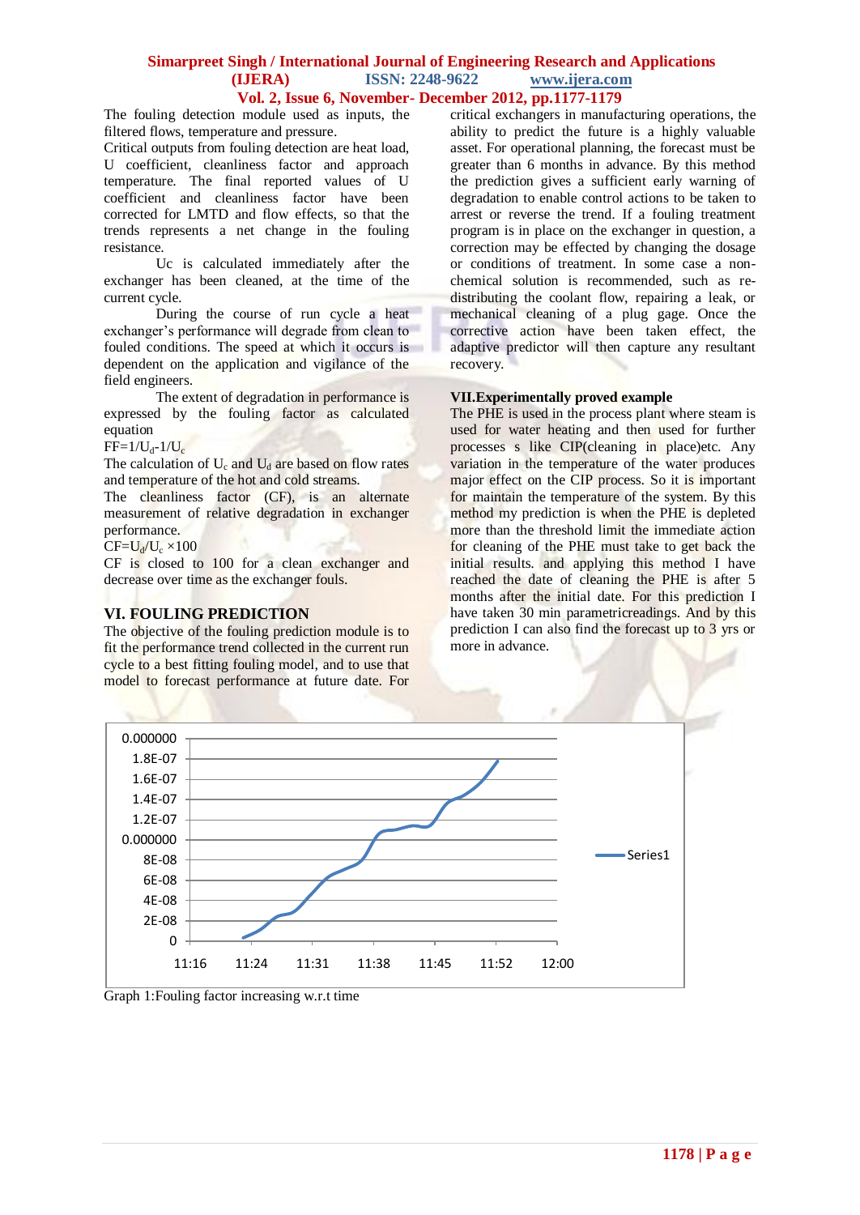The fouling detection module used as inputs, the filtered flows, temperature and pressure.

Critical outputs from fouling detection are heat load, U coefficient, cleanliness factor and approach temperature. The final reported values of U coefficient and cleanliness factor have been corrected for LMTD and flow effects, so that the trends represents a net change in the fouling resistance.

Uc is calculated immediately after the exchanger has been cleaned, at the time of the current cycle.

During the course of run cycle a heat exchanger's performance will degrade from clean to fouled conditions. The speed at which it occurs is dependent on the application and vigilance of the field engineers.

The extent of degradation in performance is expressed by the fouling factor as calculated equation

$FF=1/U_d-1/U_c$

The calculation of $U_c$ and $U_d$ are based on flow rates and temperature of the hot and cold streams.

The cleanliness factor (CF), is an alternate measurement of relative degradation in exchanger performance.

$CF=U_d/U_c \times 100$

CF is closed to 100 for a clean exchanger and decrease over time as the exchanger fouls.

## VI. FOULING PREDICTION

The objective of the fouling prediction module is to fit the performance trend collected in the current run cycle to a best fitting fouling model, and to use that model to forecast performance at future date. For critical exchangers in manufacturing operations, the ability to predict the future is a highly valuable asset. For operational planning, the forecast must be greater than 6 months in advance. By this method the prediction gives a sufficient early warning of degradation to enable control actions to be taken to arrest or reverse the trend. If a fouling treatment program is in place on the exchanger in question, a correction may be effected by changing the dosage or conditions of treatment. In some case a non-chemical solution is recommended, such as re-distributing the coolant flow, repairing a leak, or mechanical cleaning of a plug gage. Once the corrective action have been taken effect, the adaptive predictor will then capture any resultant recovery.

## VII.Experimentally proved example

The PHE is used in the process plant where steam is used for water heating and then used for further processes s like CIP(cleaning in place)etc. Any variation in the temperature of the water produces major effect on the CIP process. So it is important for maintain the temperature of the system. By this method my prediction is when the PHE is depleted more than the threshold limit the immediate action for cleaning of the PHE must take to get back the initial results. and applying this method I have reached the date of cleaning the PHE is after 5 months after the initial date. For this prediction I have taken 30 min parametricreadings. And by this prediction I can also find the forecast up to 3 yrs or more in advance.

Graph 1:Fouling factor increasing w.r.t time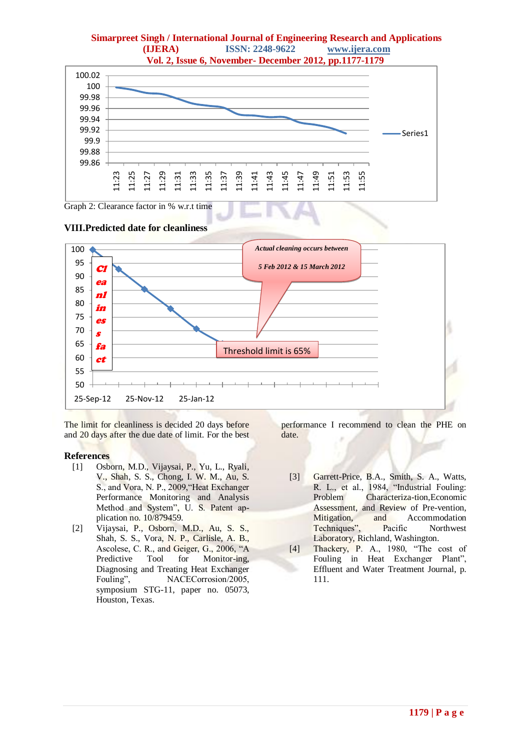100.02
100
99.98
99.96
99.94
99.92
99.9
99.88
99.86

11:23 11:25 11:27 11:29 11:31 11:33 11:35 11:37 11:39 11:41 11:43 11:45 11:47 11:49 11:51 11:53 11:55

Series1

Graph 2: Clearance factor in % w.r.t time

## VIII.Predicted date for cleanliness

100
95
90
85
80
75
70
65
60
55
50

Cleanliness fact

*Actual cleaning occurs between*

*5 Feb 2012 & 15 March 2012*

Threshold limit is 65%

25-Sep-12 25-Nov-12 25-Jan-12

The limit for cleanliness is decided 20 days before and 20 days after the due date of limit. For the best performance I recommend to clean the PHE on date.

## References

[1] Osborn, M.D., Vijaysai, P., Yu, L., Ryali, V., Shah, S. S., Chong, I. W. M., Au, S. S., and Vora, N. P., 2009,"Heat Exchanger Performance Monitoring and Analysis Method and System", U. S. Patent application no. 10/879459.

[2] Vijaysai, P., Osborn, M.D., Au, S. S., Shah, S. S., Vora, N. P., Carlisle, A. B., Ascolese, C. R., and Geiger, G., 2006, "A Predictive Tool for Monitor-ing, Diagnosing and Treating Heat Exchanger Fouling", NACECorrosion/2005, symposium STG-11, paper no. 05073, Houston, Texas.

[3] Garrett-Price, B.A., Smith, S. A., Watts, R. L., et al., 1984, "Industrial Fouling: Problem Characteriza-tion,Economic Assessment, and Review of Pre-vention, Mitigation, and Accommodation Techniques", Pacific Northwest Laboratory, Richland, Washington.

[4] Thackery, P. A., 1980, "The cost of Fouling in Heat Exchanger Plant", Effluent and Water Treatment Journal, p. 111.